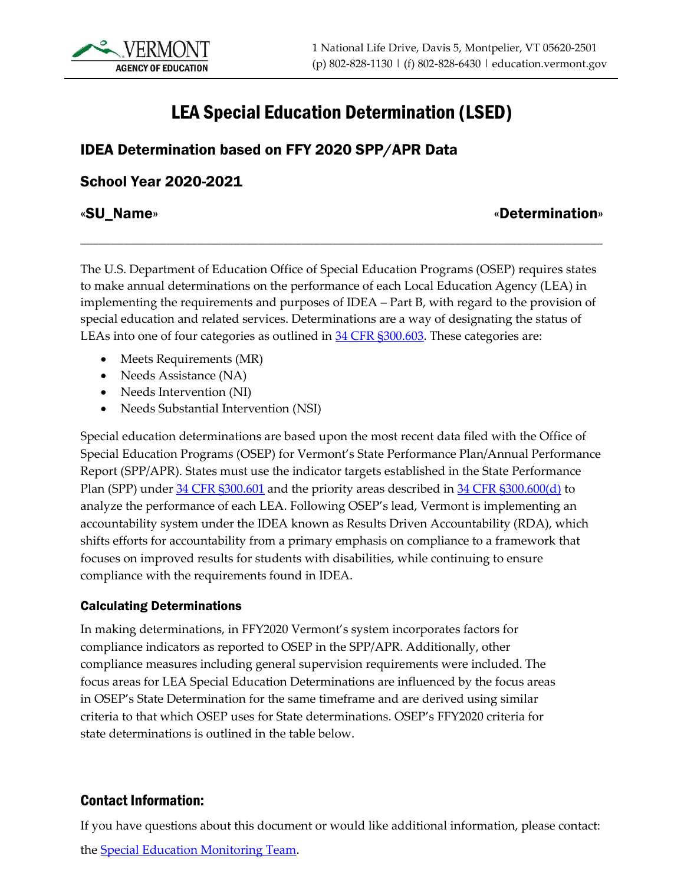# LEA Special Education Determination (LSED)

## IDEA Determination based on FFY 2020 SPP/APR Data

## School Year 2020-2021

**«SU_Name»** **«Determination»**

---

The U.S. Department of Education Office of Special Education Programs (OSEP) requires states to make annual determinations on the performance of each Local Education Agency (LEA) in implementing the requirements and purposes of IDEA – Part B, with regard to the provision of special education and related services. Determinations are a way of designating the status of LEAs into one of four categories as outlined in [34 CFR §300.603](). These categories are:

- Meets Requirements (MR)
- Needs Assistance (NA)
- Needs Intervention (NI)
- Needs Substantial Intervention (NSI)

Special education determinations are based upon the most recent data filed with the Office of Special Education Programs (OSEP) for Vermont's State Performance Plan/Annual Performance Report (SPP/APR). States must use the indicator targets established in the State Performance Plan (SPP) under [34 CFR §300.601]() and the priority areas described in [34 CFR §300.600(d)]() to analyze the performance of each LEA. Following OSEP's lead, Vermont is implementing an accountability system under the IDEA known as Results Driven Accountability (RDA), which shifts efforts for accountability from a primary emphasis on compliance to a framework that focuses on improved results for students with disabilities, while continuing to ensure compliance with the requirements found in IDEA.

### Calculating Determinations

In making determinations, in FFY2020 Vermont's system incorporates factors for compliance indicators as reported to OSEP in the SPP/APR. Additionally, other compliance measures including general supervision requirements were included. The focus areas for LEA Special Education Determinations are influenced by the focus areas in OSEP's State Determination for the same timeframe and are derived using similar criteria to that which OSEP uses for State determinations. OSEP's FFY2020 criteria for state determinations is outlined in the table below.

## Contact Information:

If you have questions about this document or would like additional information, please contact:

the [Special Education Monitoring Team]().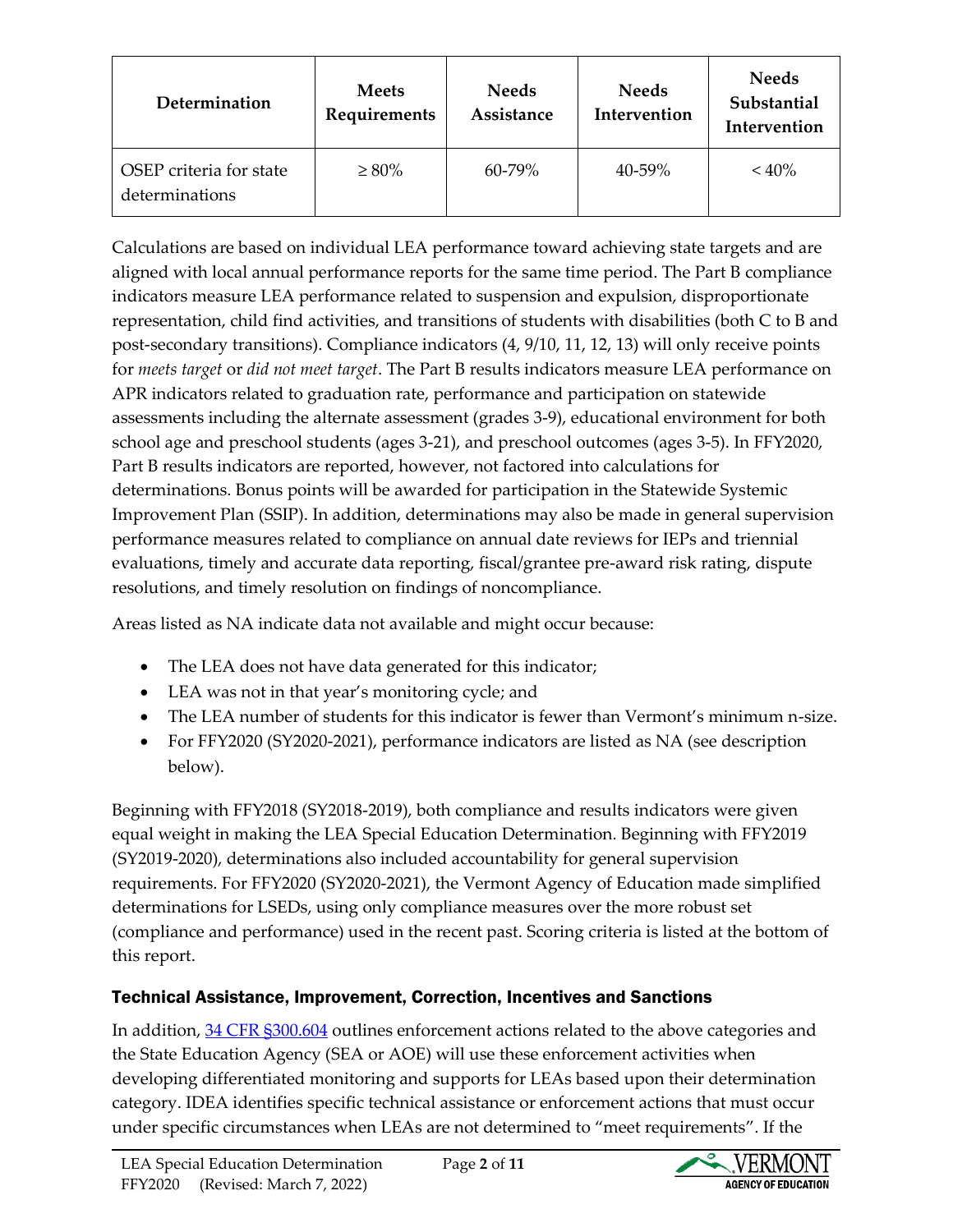| Determination | Meets Requirements | Needs Assistance | Needs Intervention | Needs Substantial Intervention |
|---|---|---|---|---|
| OSEP criteria for state determinations | ≥ 80% | 60-79% | 40-59% | < 40% |

Calculations are based on individual LEA performance toward achieving state targets and are aligned with local annual performance reports for the same time period. The Part B compliance indicators measure LEA performance related to suspension and expulsion, disproportionate representation, child find activities, and transitions of students with disabilities (both C to B and post-secondary transitions). Compliance indicators (4, 9/10, 11, 12, 13) will only receive points for *meets target* or *did not meet target*. The Part B results indicators measure LEA performance on APR indicators related to graduation rate, performance and participation on statewide assessments including the alternate assessment (grades 3-9), educational environment for both school age and preschool students (ages 3-21), and preschool outcomes (ages 3-5). In FFY2020, Part B results indicators are reported, however, not factored into calculations for determinations. Bonus points will be awarded for participation in the Statewide Systemic Improvement Plan (SSIP). In addition, determinations may also be made in general supervision performance measures related to compliance on annual date reviews for IEPs and triennial evaluations, timely and accurate data reporting, fiscal/grantee pre-award risk rating, dispute resolutions, and timely resolution on findings of noncompliance.

Areas listed as NA indicate data not available and might occur because:

- The LEA does not have data generated for this indicator;
- LEA was not in that year's monitoring cycle; and
- The LEA number of students for this indicator is fewer than Vermont's minimum n-size.
- For FFY2020 (SY2020-2021), performance indicators are listed as NA (see description below).

Beginning with FFY2018 (SY2018-2019), both compliance and results indicators were given equal weight in making the LEA Special Education Determination. Beginning with FFY2019 (SY2019-2020), determinations also included accountability for general supervision requirements. For FFY2020 (SY2020-2021), the Vermont Agency of Education made simplified determinations for LSEDs, using only compliance measures over the more robust set (compliance and performance) used in the recent past. Scoring criteria is listed at the bottom of this report.

## Technical Assistance, Improvement, Correction, Incentives and Sanctions

In addition, [34 CFR §300.604](#) outlines enforcement actions related to the above categories and the State Education Agency (SEA or AOE) will use these enforcement activities when developing differentiated monitoring and supports for LEAs based upon their determination category. IDEA identifies specific technical assistance or enforcement actions that must occur under specific circumstances when LEAs are not determined to "meet requirements". If the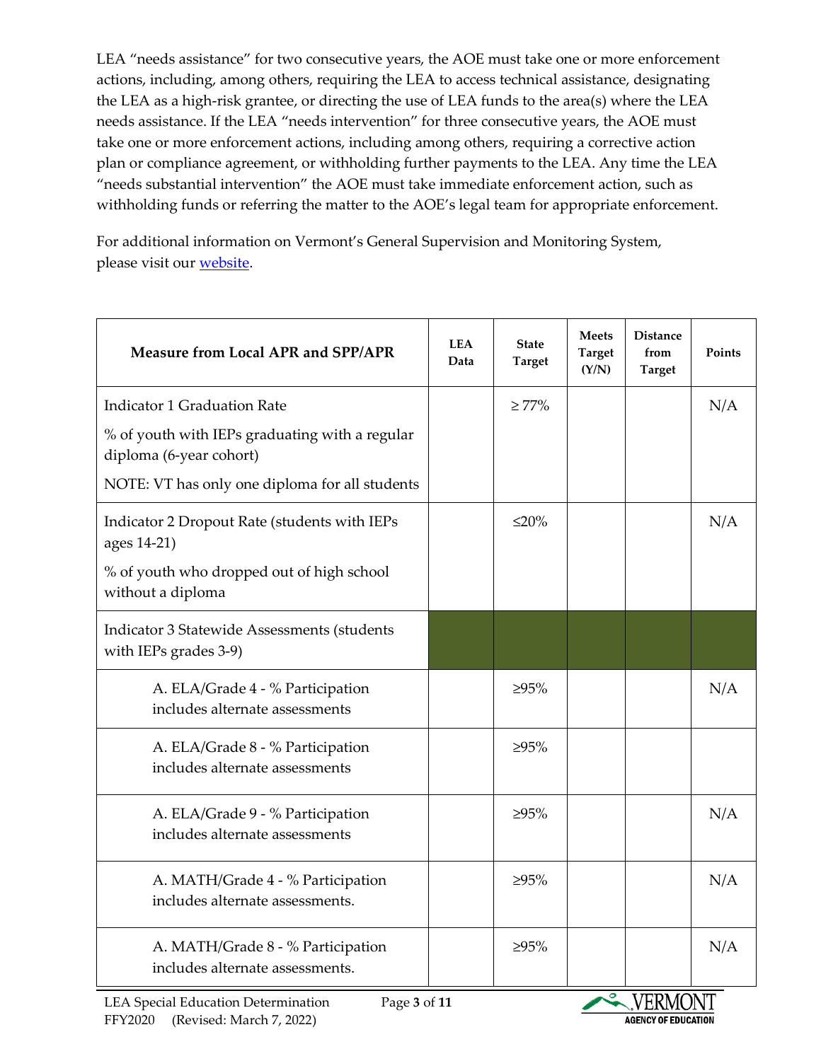LEA "needs assistance" for two consecutive years, the AOE must take one or more enforcement actions, including, among others, requiring the LEA to access technical assistance, designating the LEA as a high-risk grantee, or directing the use of LEA funds to the area(s) where the LEA needs assistance. If the LEA "needs intervention" for three consecutive years, the AOE must take one or more enforcement actions, including among others, requiring a corrective action plan or compliance agreement, or withholding further payments to the LEA. Any time the LEA "needs substantial intervention" the AOE must take immediate enforcement action, such as withholding funds or referring the matter to the AOE's legal team for appropriate enforcement.

For additional information on Vermont's General Supervision and Monitoring System, please visit our website.

| Measure from Local APR and SPP/APR | LEA Data | State Target | Meets Target (Y/N) | Distance from Target | Points |
|---|---|---|---|---|---|
| Indicator 1 Graduation Rate<br><br>% of youth with IEPs graduating with a regular diploma (6-year cohort)<br><br>NOTE: VT has only one diploma for all students | | ≥ 77% | | | N/A |
| Indicator 2 Dropout Rate (students with IEPs ages 14-21)<br><br>% of youth who dropped out of high school without a diploma | | ≤20% | | | N/A |
| Indicator 3 Statewide Assessments (students with IEPs grades 3-9) | | | | | |
| A. ELA/Grade 4 - % Participation includes alternate assessments | | ≥95% | | | N/A |
| A. ELA/Grade 8 - % Participation includes alternate assessments | | ≥95% | | | |
| A. ELA/Grade 9 - % Participation includes alternate assessments | | ≥95% | | | N/A |
| A. MATH/Grade 4 - % Participation includes alternate assessments. | | ≥95% | | | N/A |
| A. MATH/Grade 8 - % Participation includes alternate assessments. | | ≥95% | | | N/A |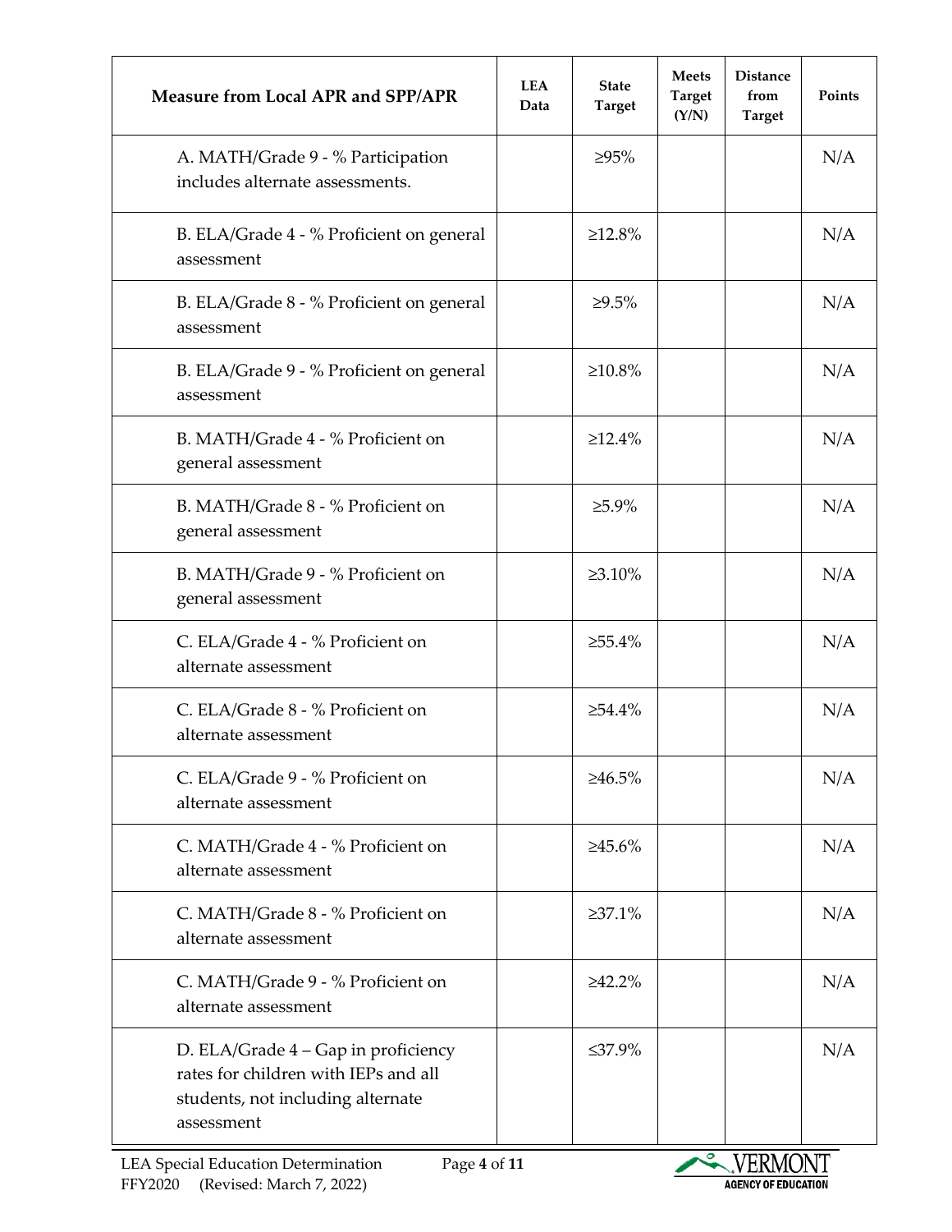| Measure from Local APR and SPP/APR | LEA Data | State Target | Meets Target (Y/N) | Distance from Target | Points |
|---|---|---|---|---|---|
| A. MATH/Grade 9 - % Participation includes alternate assessments. | | ≥95% | | | N/A |
| B. ELA/Grade 4 - % Proficient on general assessment | | ≥12.8% | | | N/A |
| B. ELA/Grade 8 - % Proficient on general assessment | | ≥9.5% | | | N/A |
| B. ELA/Grade 9 - % Proficient on general assessment | | ≥10.8% | | | N/A |
| B. MATH/Grade 4 - % Proficient on general assessment | | ≥12.4% | | | N/A |
| B. MATH/Grade 8 - % Proficient on general assessment | | ≥5.9% | | | N/A |
| B. MATH/Grade 9 - % Proficient on general assessment | | ≥3.10% | | | N/A |
| C. ELA/Grade 4 - % Proficient on alternate assessment | | ≥55.4% | | | N/A |
| C. ELA/Grade 8 - % Proficient on alternate assessment | | ≥54.4% | | | N/A |
| C. ELA/Grade 9 - % Proficient on alternate assessment | | ≥46.5% | | | N/A |
| C. MATH/Grade 4 - % Proficient on alternate assessment | | ≥45.6% | | | N/A |
| C. MATH/Grade 8 - % Proficient on alternate assessment | | ≥37.1% | | | N/A |
| C. MATH/Grade 9 - % Proficient on alternate assessment | | ≥42.2% | | | N/A |
| D. ELA/Grade 4 – Gap in proficiency rates for children with IEPs and all students, not including alternate assessment | | ≤37.9% | | | N/A |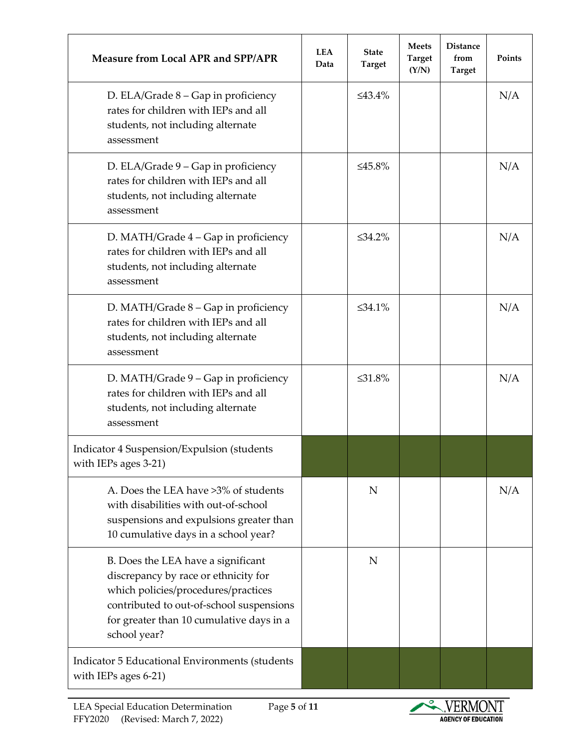| Measure from Local APR and SPP/APR | LEA Data | State Target | Meets Target (Y/N) | Distance from Target | Points |
|---|---|---|---|---|---|
| D. ELA/Grade 8 – Gap in proficiency rates for children with IEPs and all students, not including alternate assessment | | ≤43.4% | | | N/A |
| D. ELA/Grade 9 – Gap in proficiency rates for children with IEPs and all students, not including alternate assessment | | ≤45.8% | | | N/A |
| D. MATH/Grade 4 – Gap in proficiency rates for children with IEPs and all students, not including alternate assessment | | ≤34.2% | | | N/A |
| D. MATH/Grade 8 – Gap in proficiency rates for children with IEPs and all students, not including alternate assessment | | ≤34.1% | | | N/A |
| D. MATH/Grade 9 – Gap in proficiency rates for children with IEPs and all students, not including alternate assessment | | ≤31.8% | | | N/A |
| Indicator 4 Suspension/Expulsion (students with IEPs ages 3-21) | | | | | |
| A. Does the LEA have >3% of students with disabilities with out-of-school suspensions and expulsions greater than 10 cumulative days in a school year? | | N | | | N/A |
| B. Does the LEA have a significant discrepancy by race or ethnicity for which policies/procedures/practices contributed to out-of-school suspensions for greater than 10 cumulative days in a school year? | | N | | | |
| Indicator 5 Educational Environments (students with IEPs ages 6-21) | | | | | |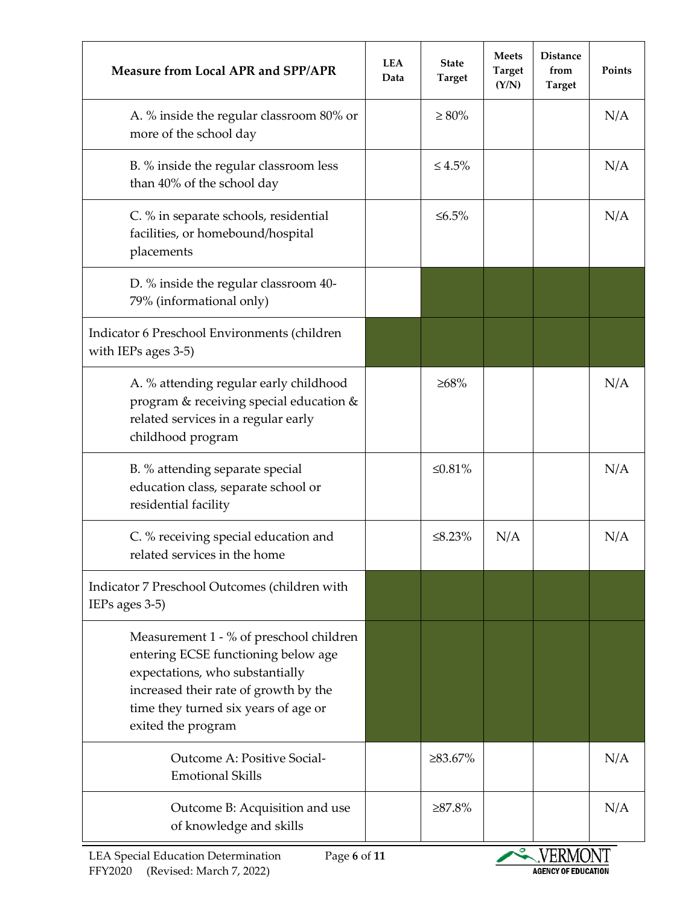| Measure from Local APR and SPP/APR | LEA Data | State Target | Meets Target (Y/N) | Distance from Target | Points |
|---|---|---|---|---|---|
| A. % inside the regular classroom 80% or more of the school day | | ≥ 80% | | | N/A |
| B. % inside the regular classroom less than 40% of the school day | | ≤ 4.5% | | | N/A |
| C. % in separate schools, residential facilities, or homebound/hospital placements | | ≤6.5% | | | N/A |
| D. % inside the regular classroom 40-79% (informational only) | | | | | |
| Indicator 6 Preschool Environments (children with IEPs ages 3-5) | | | | | |
| A. % attending regular early childhood program & receiving special education & related services in a regular early childhood program | | ≥68% | | | N/A |
| B. % attending separate special education class, separate school or residential facility | | ≤0.81% | | | N/A |
| C. % receiving special education and related services in the home | | ≤8.23% | N/A | | N/A |
| Indicator 7 Preschool Outcomes (children with IEPs ages 3-5) | | | | | |
| Measurement 1 - % of preschool children entering ECSE functioning below age expectations, who substantially increased their rate of growth by the time they turned six years of age or exited the program | | | | | |
| Outcome A: Positive Social-Emotional Skills | | ≥83.67% | | | N/A |
| Outcome B: Acquisition and use of knowledge and skills | | ≥87.8% | | | N/A |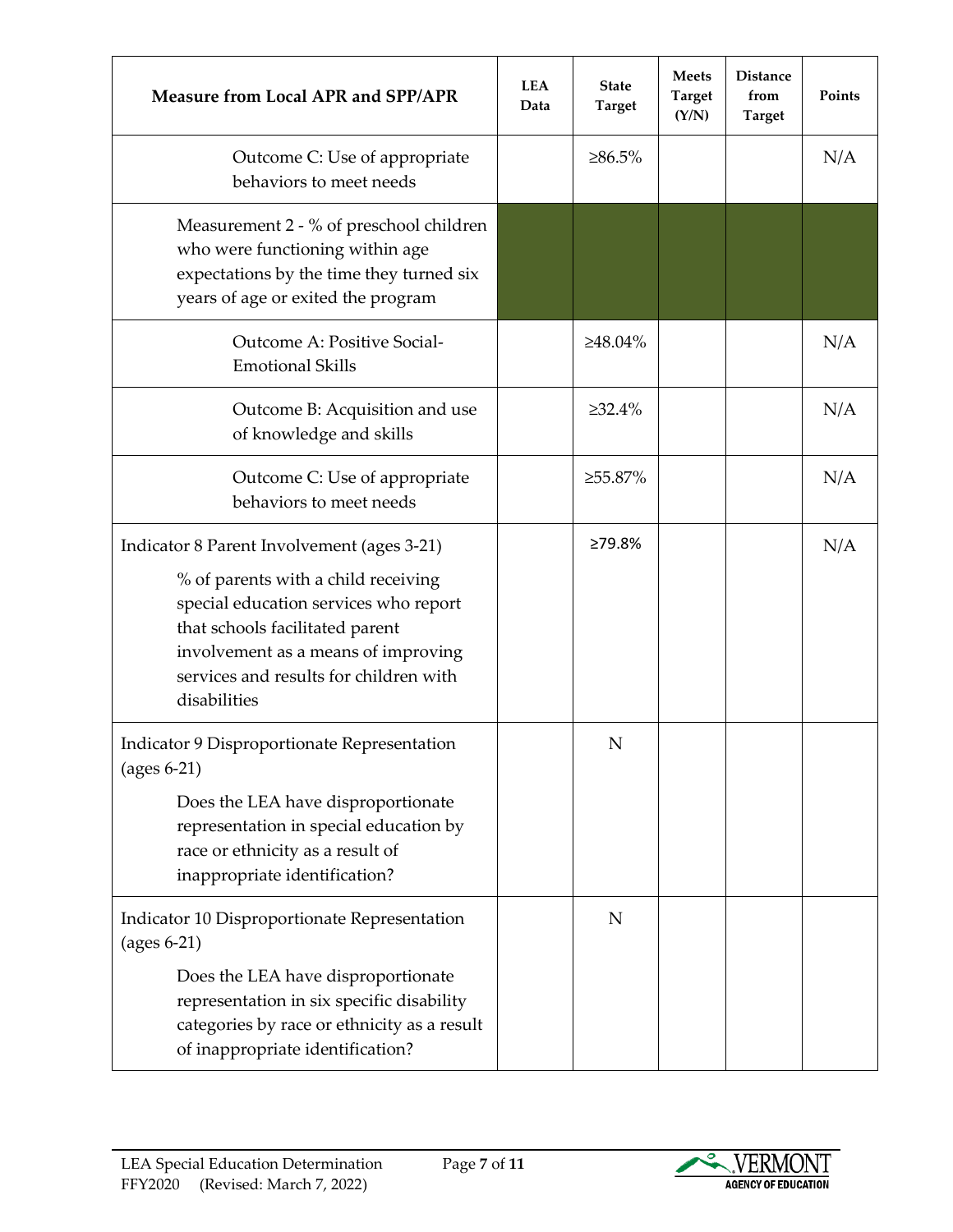| Measure from Local APR and SPP/APR | LEA Data | State Target | Meets Target (Y/N) | Distance from Target | Points |
|---|---|---|---|---|---|
| Outcome C: Use of appropriate behaviors to meet needs | | ≥86.5% | | | N/A |
| Measurement 2 - % of preschool children who were functioning within age expectations by the time they turned six years of age or exited the program | | | | | |
| Outcome A: Positive Social-Emotional Skills | | ≥48.04% | | | N/A |
| Outcome B: Acquisition and use of knowledge and skills | | ≥32.4% | | | N/A |
| Outcome C: Use of appropriate behaviors to meet needs | | ≥55.87% | | | N/A |
| Indicator 8 Parent Involvement (ages 3-21)<br><br>% of parents with a child receiving special education services who report that schools facilitated parent involvement as a means of improving services and results for children with disabilities | | ≥79.8% | | | N/A |
| Indicator 9 Disproportionate Representation (ages 6-21)<br><br>Does the LEA have disproportionate representation in special education by race or ethnicity as a result of inappropriate identification? | | N | | | |
| Indicator 10 Disproportionate Representation (ages 6-21)<br><br>Does the LEA have disproportionate representation in six specific disability categories by race or ethnicity as a result of inappropriate identification? | | N | | | |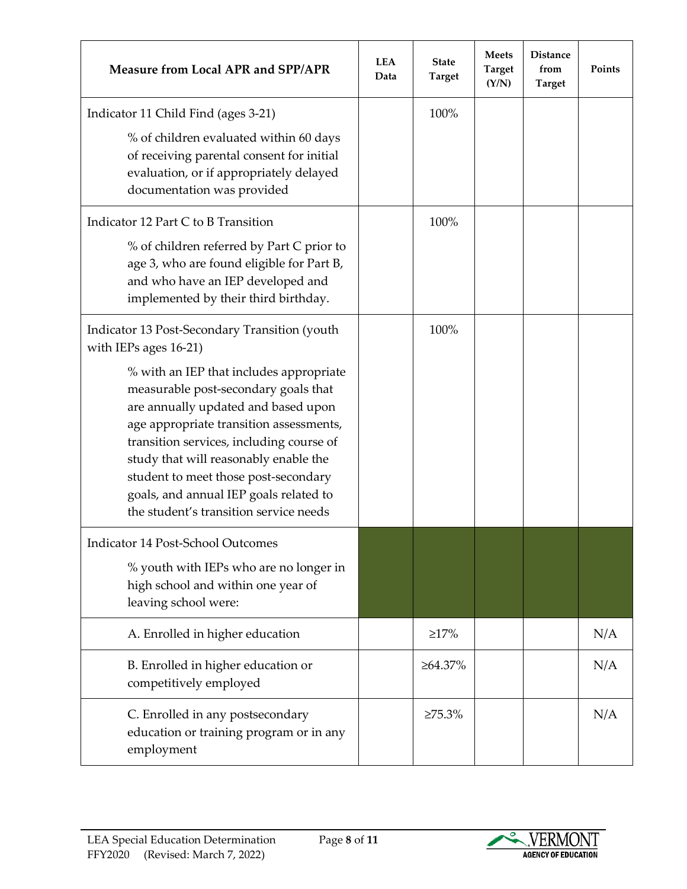| Measure from Local APR and SPP/APR | LEA Data | State Target | Meets Target (Y/N) | Distance from Target | Points |
|---|---|---|---|---|---|
| Indicator 11 Child Find (ages 3-21)<br><br>% of children evaluated within 60 days of receiving parental consent for initial evaluation, or if appropriately delayed documentation was provided | | 100% | | | |
| Indicator 12 Part C to B Transition<br><br>% of children referred by Part C prior to age 3, who are found eligible for Part B, and who have an IEP developed and implemented by their third birthday. | | 100% | | | |
| Indicator 13 Post-Secondary Transition (youth with IEPs ages 16-21)<br><br>% with an IEP that includes appropriate measurable post-secondary goals that are annually updated and based upon age appropriate transition assessments, transition services, including course of study that will reasonably enable the student to meet those post-secondary goals, and annual IEP goals related to the student's transition service needs | | 100% | | | |
| Indicator 14 Post-School Outcomes<br><br>% youth with IEPs who are no longer in high school and within one year of leaving school were: | | | | | |
| A. Enrolled in higher education | | ≥17% | | | N/A |
| B. Enrolled in higher education or competitively employed | | ≥64.37% | | | N/A |
| C. Enrolled in any postsecondary education or training program or in any employment | | ≥75.3% | | | N/A |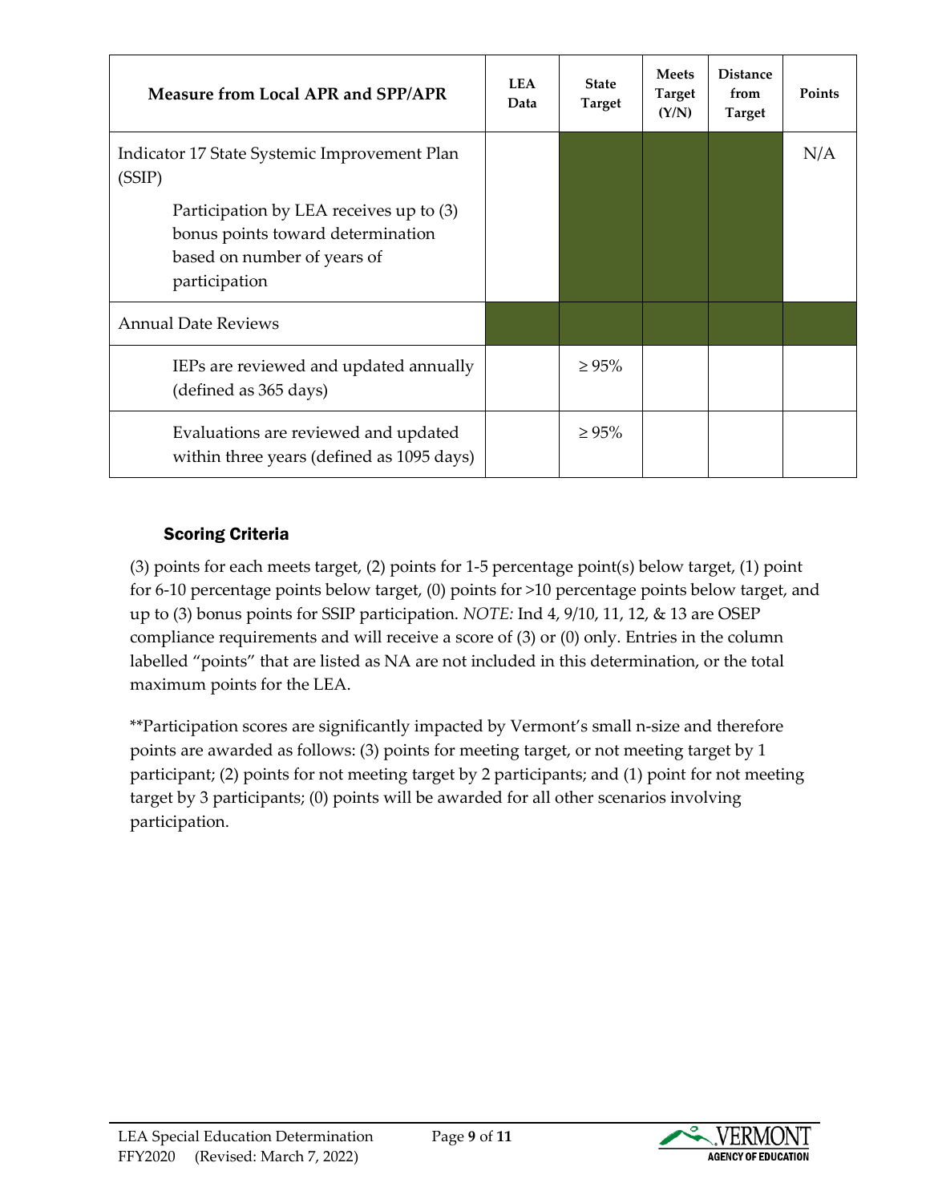| Measure from Local APR and SPP/APR | LEA Data | State Target | Meets Target (Y/N) | Distance from Target | Points |
|---|---|---|---|---|---|
| Indicator 17 State Systemic Improvement Plan (SSIP)<br><br>Participation by LEA receives up to (3) bonus points toward determination based on number of years of participation | | | | | N/A |
| Annual Date Reviews | | | | | |
| IEPs are reviewed and updated annually (defined as 365 days) | | ≥ 95% | | | |
| Evaluations are reviewed and updated within three years (defined as 1095 days) | | ≥ 95% | | | |

### Scoring Criteria

(3) points for each meets target, (2) points for 1-5 percentage point(s) below target, (1) point for 6-10 percentage points below target, (0) points for >10 percentage points below target, and up to (3) bonus points for SSIP participation. *NOTE:* Ind 4, 9/10, 11, 12, & 13 are OSEP compliance requirements and will receive a score of (3) or (0) only. Entries in the column labelled "points" that are listed as NA are not included in this determination, or the total maximum points for the LEA.

**Participation scores are significantly impacted by Vermont's small n-size and therefore points are awarded as follows: (3) points for meeting target, or not meeting target by 1 participant; (2) points for not meeting target by 2 participants; and (1) point for not meeting target by 3 participants; (0) points will be awarded for all other scenarios involving participation.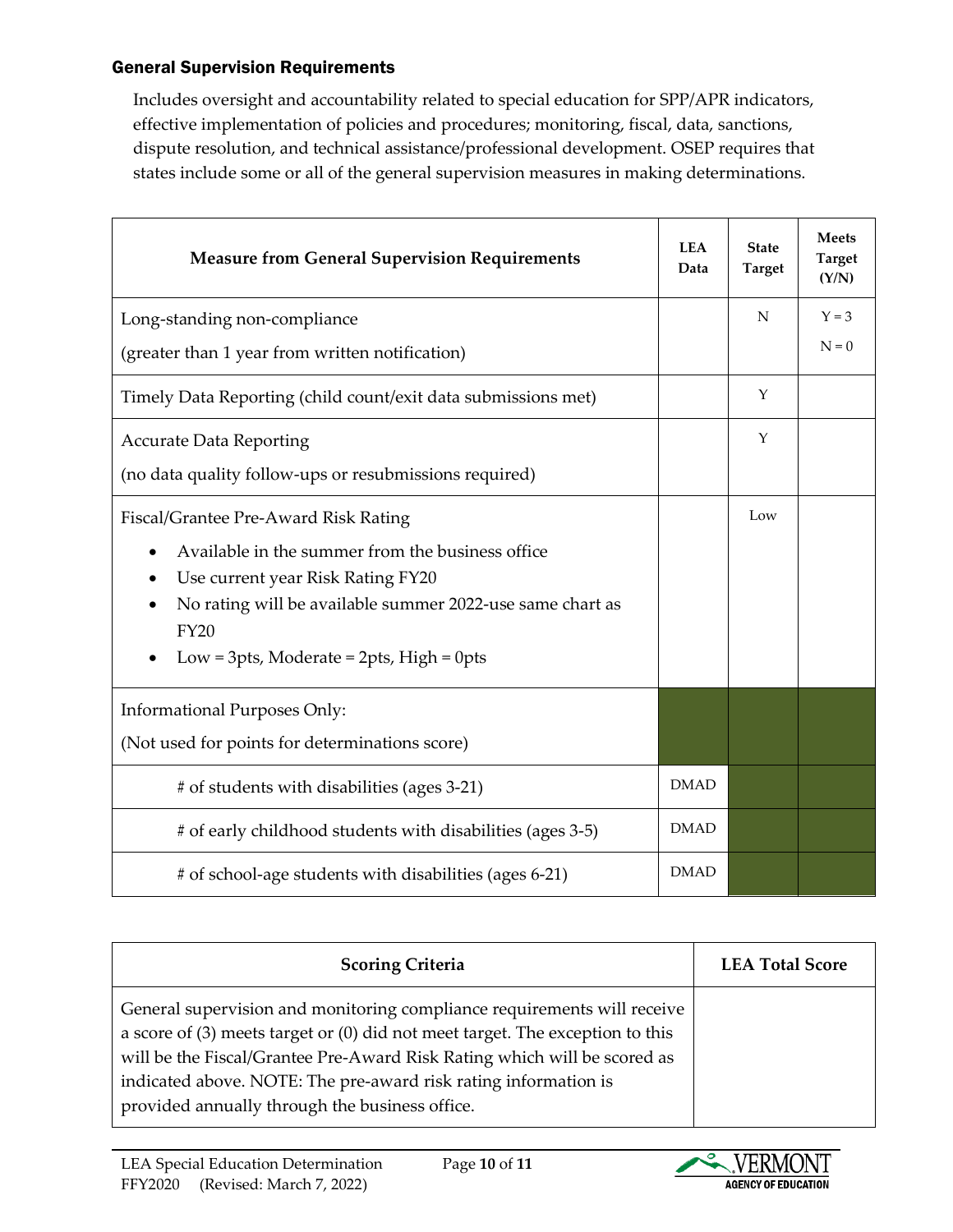### General Supervision Requirements

Includes oversight and accountability related to special education for SPP/APR indicators, effective implementation of policies and procedures; monitoring, fiscal, data, sanctions, dispute resolution, and technical assistance/professional development. OSEP requires that states include some or all of the general supervision measures in making determinations.

| Measure from General Supervision Requirements | LEA Data | State Target | Meets Target (Y/N) |
|---|---|---|---|
| Long-standing non-compliance<br>(greater than 1 year from written notification) | | N | Y = 3<br>N = 0 |
| Timely Data Reporting (child count/exit data submissions met) | | Y | |
| Accurate Data Reporting<br>(no data quality follow-ups or resubmissions required) | | Y | |
| Fiscal/Grantee Pre-Award Risk Rating<br>• Available in the summer from the business office<br>• Use current year Risk Rating FY20<br>• No rating will be available summer 2022-use same chart as FY20<br>• Low = 3pts, Moderate = 2pts, High = 0pts | | Low | |
| Informational Purposes Only:<br>(Not used for points for determinations score) | | | |
| # of students with disabilities (ages 3-21) | DMAD | | |
| # of early childhood students with disabilities (ages 3-5) | DMAD | | |
| # of school-age students with disabilities (ages 6-21) | DMAD | | |

| Scoring Criteria | LEA Total Score |
|---|---|
| General supervision and monitoring compliance requirements will receive a score of (3) meets target or (0) did not meet target. The exception to this will be the Fiscal/Grantee Pre-Award Risk Rating which will be scored as indicated above. NOTE: The pre-award risk rating information is provided annually through the business office. | |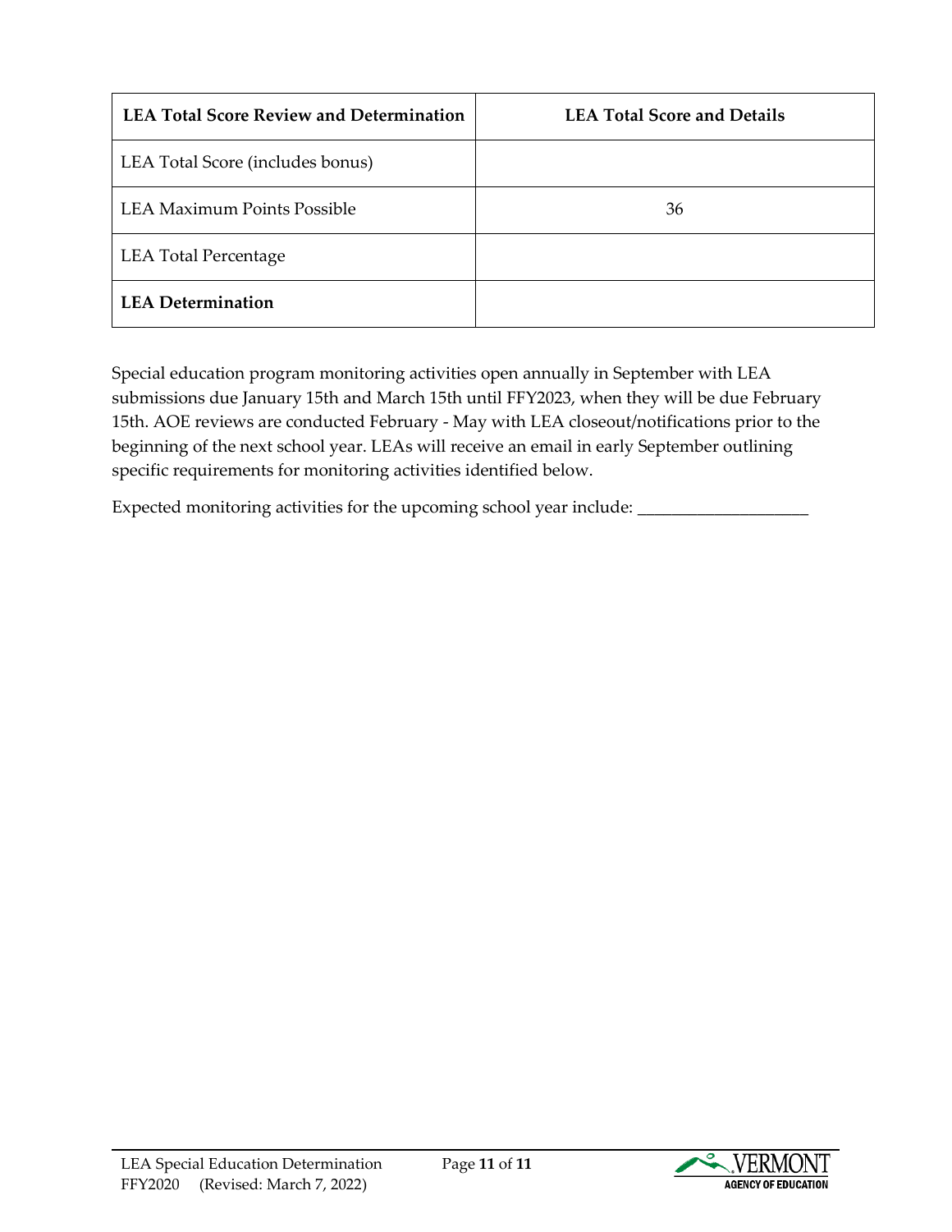| **LEA Total Score Review and Determination** | **LEA Total Score and Details** |
| --- | --- |
| LEA Total Score (includes bonus) | |
| LEA Maximum Points Possible | 36 |
| LEA Total Percentage | |
| **LEA Determination** | |

Special education program monitoring activities open annually in September with LEA submissions due January 15th and March 15th until FFY2023, when they will be due February 15th. AOE reviews are conducted February - May with LEA closeout/notifications prior to the beginning of the next school year. LEAs will receive an email in early September outlining specific requirements for monitoring activities identified below.

Expected monitoring activities for the upcoming school year include: ___________________